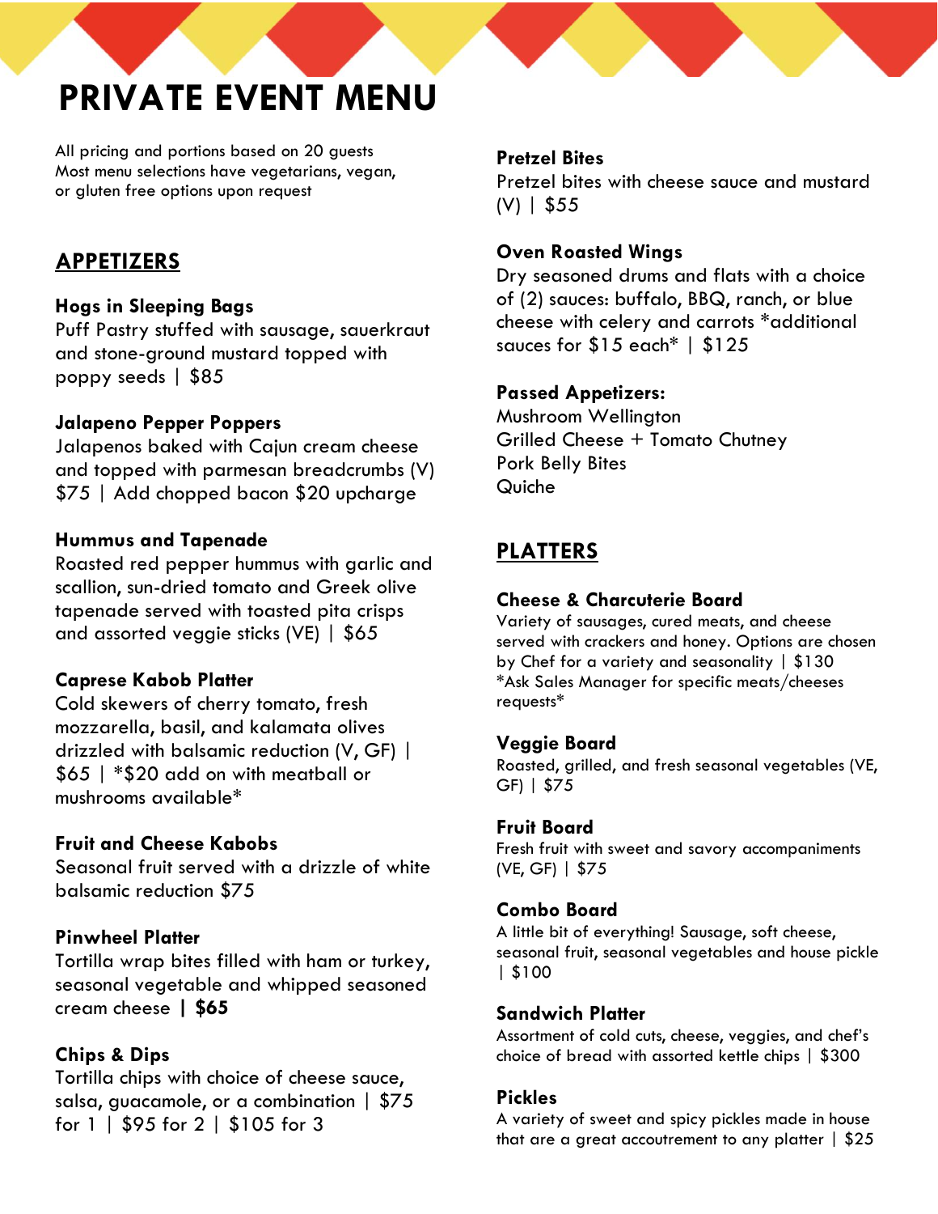# PRIVATE EVENT MENU

All pricing and portions based on 20 guests
Most menu selections have vegetarians, vegan, or gluten free options upon request

## APPETIZERS

### Hogs in Sleeping Bags

Puff Pastry stuffed with sausage, sauerkraut and stone-ground mustard topped with poppy seeds | $85

### Jalapeno Pepper Poppers

Jalapenos baked with Cajun cream cheese and topped with parmesan breadcrumbs (V) $75 | Add chopped bacon $20 upcharge

### Hummus and Tapenade

Roasted red pepper hummus with garlic and scallion, sun-dried tomato and Greek olive tapenade served with toasted pita crisps and assorted veggie sticks (VE) | $65

### Caprese Kabob Platter

Cold skewers of cherry tomato, fresh mozzarella, basil, and kalamata olives drizzled with balsamic reduction (V, GF) | $65 | *$20 add on with meatball or mushrooms available*

### Fruit and Cheese Kabobs

Seasonal fruit served with a drizzle of white balsamic reduction $75

### Pinwheel Platter

Tortilla wrap bites filled with ham or turkey, seasonal vegetable and whipped seasoned cream cheese **| $65**

### Chips & Dips

Tortilla chips with choice of cheese sauce, salsa, guacamole, or a combination | $75 for 1 | $95 for 2 | $105 for 3

### Pretzel Bites

Pretzel bites with cheese sauce and mustard (V) | $55

### Oven Roasted Wings

Dry seasoned drums and flats with a choice of (2) sauces: buffalo, BBQ, ranch, or blue cheese with celery and carrots *additional sauces for $15 each* | $125

### Passed Appetizers:

Mushroom Wellington
Grilled Cheese + Tomato Chutney
Pork Belly Bites
Quiche

## PLATTERS

### Cheese & Charcuterie Board

Variety of sausages, cured meats, and cheese served with crackers and honey. Options are chosen by Chef for a variety and seasonality | $130
*Ask Sales Manager for specific meats/cheeses requests*

### Veggie Board

Roasted, grilled, and fresh seasonal vegetables (VE, GF) | $75

### Fruit Board

Fresh fruit with sweet and savory accompaniments (VE, GF) | $75

### Combo Board

A little bit of everything! Sausage, soft cheese, seasonal fruit, seasonal vegetables and house pickle | $100

### Sandwich Platter

Assortment of cold cuts, cheese, veggies, and chef's choice of bread with assorted kettle chips | $300

### Pickles

A variety of sweet and spicy pickles made in house that are a great accoutrement to any platter | $25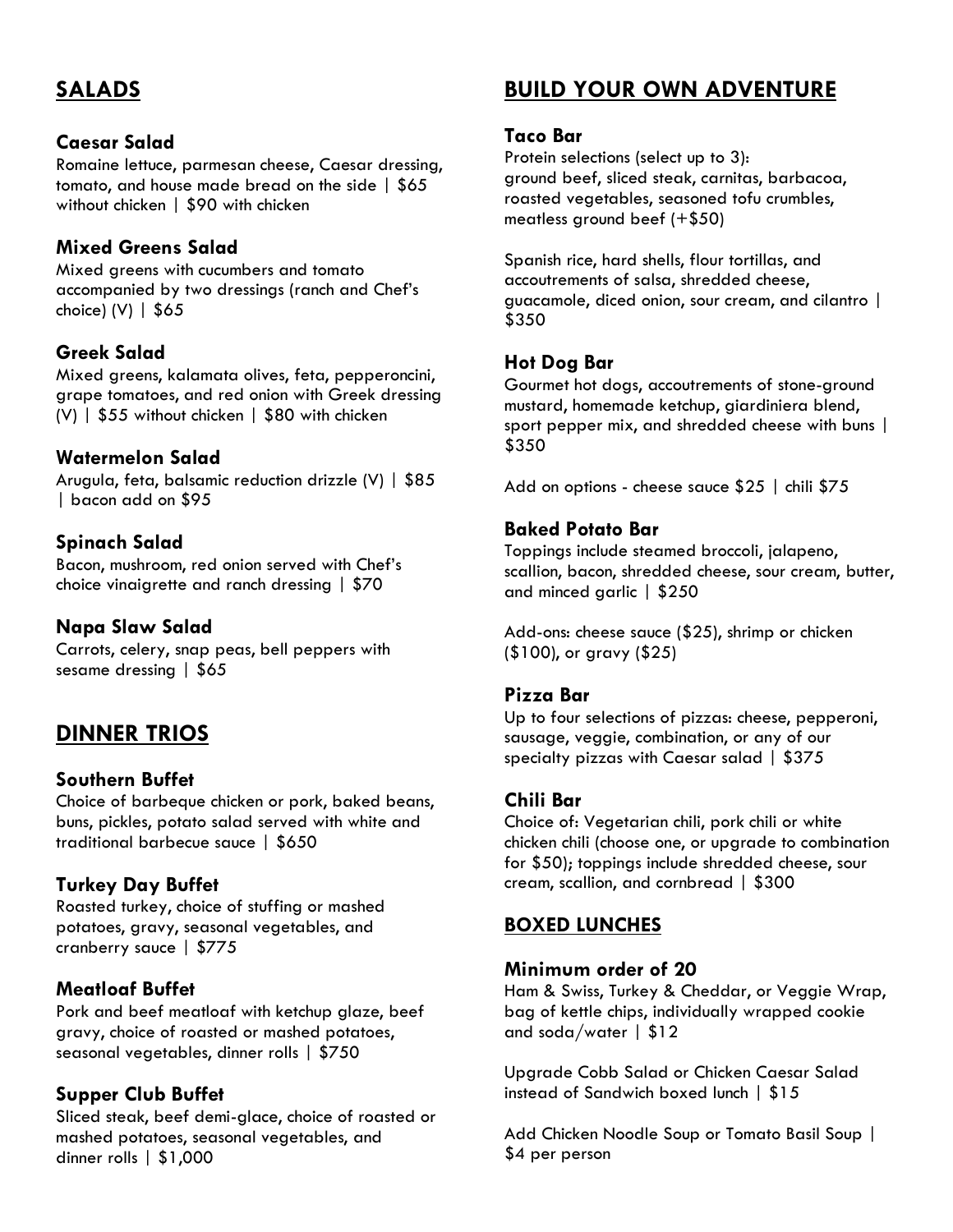## SALADS

### Caesar Salad

Romaine lettuce, parmesan cheese, Caesar dressing, tomato, and house made bread on the side | $65 without chicken | $90 with chicken

### Mixed Greens Salad

Mixed greens with cucumbers and tomato accompanied by two dressings (ranch and Chef's choice) (V) | $65

### Greek Salad

Mixed greens, kalamata olives, feta, pepperoncini, grape tomatoes, and red onion with Greek dressing (V) | $55 without chicken | $80 with chicken

### Watermelon Salad

Arugula, feta, balsamic reduction drizzle (V) | $85 | bacon add on $95

### Spinach Salad

Bacon, mushroom, red onion served with Chef's choice vinaigrette and ranch dressing | $70

### Napa Slaw Salad

Carrots, celery, snap peas, bell peppers with sesame dressing | $65

## DINNER TRIOS

### Southern Buffet

Choice of barbeque chicken or pork, baked beans, buns, pickles, potato salad served with white and traditional barbecue sauce | $650

### Turkey Day Buffet

Roasted turkey, choice of stuffing or mashed potatoes, gravy, seasonal vegetables, and cranberry sauce | $775

### Meatloaf Buffet

Pork and beef meatloaf with ketchup glaze, beef gravy, choice of roasted or mashed potatoes, seasonal vegetables, dinner rolls | $750

### Supper Club Buffet

Sliced steak, beef demi-glace, choice of roasted or mashed potatoes, seasonal vegetables, and dinner rolls | $1,000

## BUILD YOUR OWN ADVENTURE

### Taco Bar

Protein selections (select up to 3): ground beef, sliced steak, carnitas, barbacoa, roasted vegetables, seasoned tofu crumbles, meatless ground beef (+$50)

Spanish rice, hard shells, flour tortillas, and accoutrements of salsa, shredded cheese, guacamole, diced onion, sour cream, and cilantro | $350

### Hot Dog Bar

Gourmet hot dogs, accoutrements of stone-ground mustard, homemade ketchup, giardiniera blend, sport pepper mix, and shredded cheese with buns | $350

Add on options - cheese sauce $25 | chili $75

### Baked Potato Bar

Toppings include steamed broccoli, jalapeno, scallion, bacon, shredded cheese, sour cream, butter, and minced garlic | $250

Add-ons: cheese sauce ($25), shrimp or chicken ($100), or gravy ($25)

### Pizza Bar

Up to four selections of pizzas: cheese, pepperoni, sausage, veggie, combination, or any of our specialty pizzas with Caesar salad | $375

### Chili Bar

Choice of: Vegetarian chili, pork chili or white chicken chili (choose one, or upgrade to combination for $50); toppings include shredded cheese, sour cream, scallion, and cornbread | $300

## BOXED LUNCHES

### Minimum order of 20

Ham & Swiss, Turkey & Cheddar, or Veggie Wrap, bag of kettle chips, individually wrapped cookie and soda/water | $12

Upgrade Cobb Salad or Chicken Caesar Salad instead of Sandwich boxed lunch | $15

Add Chicken Noodle Soup or Tomato Basil Soup | $4 per person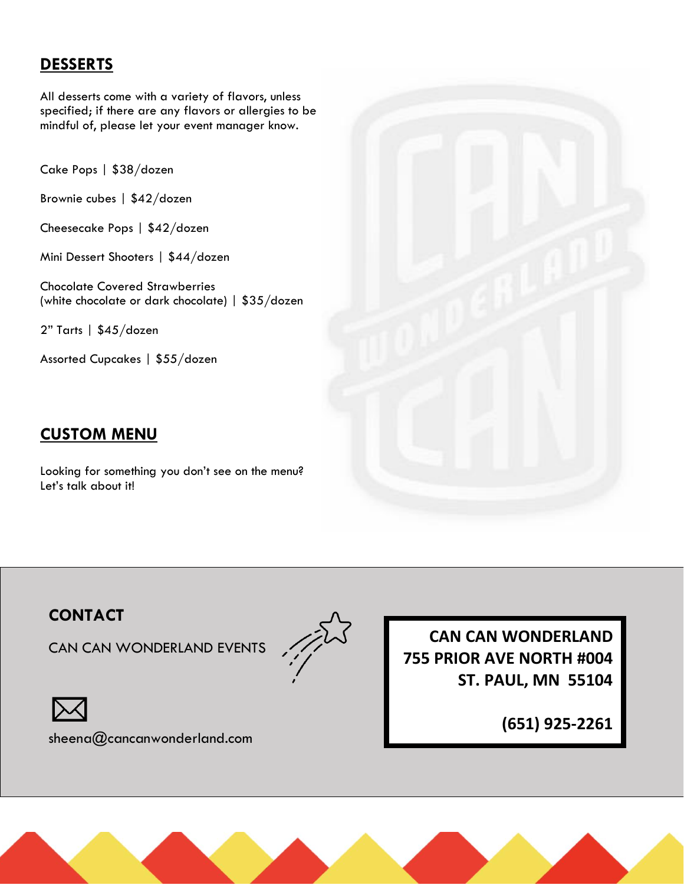## DESSERTS

All desserts come with a variety of flavors, unless specified; if there are any flavors or allergies to be mindful of, please let your event manager know.

Cake Pops | $38/dozen

Brownie cubes | $42/dozen

Cheesecake Pops | $42/dozen

Mini Dessert Shooters | $44/dozen

Chocolate Covered Strawberries
(white chocolate or dark chocolate) | $35/dozen

2" Tarts | $45/dozen

Assorted Cupcakes | $55/dozen

## CUSTOM MENU

Looking for something you don't see on the menu? Let's talk about it!

### CONTACT

CAN CAN WONDERLAND EVENTS

sheena@cancanwonderland.com

**CAN CAN WONDERLAND**
**755 PRIOR AVE NORTH #004**
**ST. PAUL, MN 55104**

**(651) 925-2261**